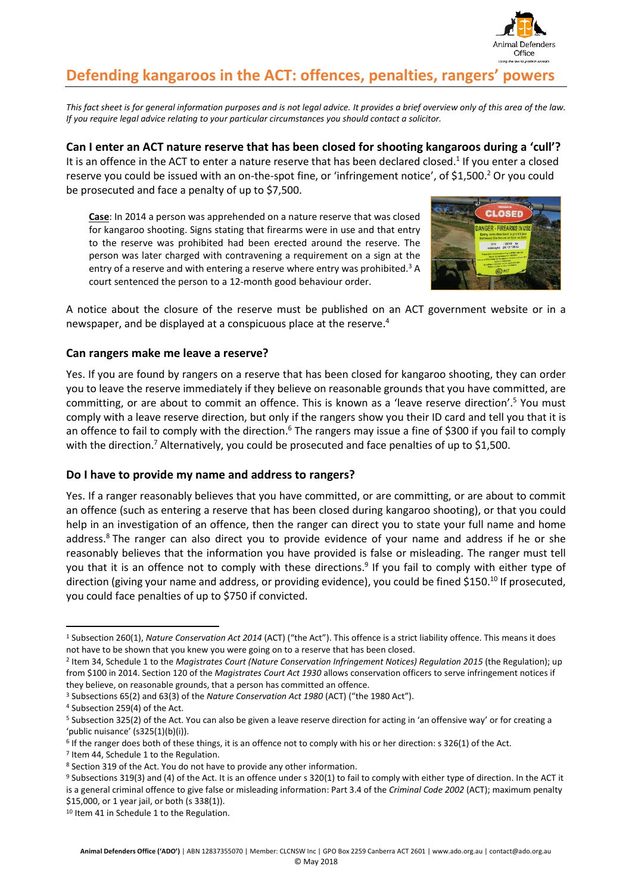# Defending kangaroos in the ACT: offences, penalties, rangers' powers

*This fact sheet is for general information purposes and is not legal advice. It provides a brief overview only of this area of the law. If you require legal advice relating to your particular circumstances you should contact a solicitor.*

### Can I enter an ACT nature reserve that has been closed for shooting kangaroos during a 'cull'?

It is an offence in the ACT to enter a nature reserve that has been declared closed.[1] If you enter a closed reserve you could be issued with an on-the-spot fine, or 'infringement notice', of $1,500.[2] Or you could be prosecuted and face a penalty of up to $7,500.

**Case**: In 2014 a person was apprehended on a nature reserve that was closed for kangaroo shooting. Signs stating that firearms were in use and that entry to the reserve was prohibited had been erected around the reserve. The person was later charged with contravening a requirement on a sign at the entry of a reserve and with entering a reserve where entry was prohibited.[3] A court sentenced the person to a 12-month good behaviour order.

A notice about the closure of the reserve must be published on an ACT government website or in a newspaper, and be displayed at a conspicuous place at the reserve.[4]

### Can rangers make me leave a reserve?

Yes. If you are found by rangers on a reserve that has been closed for kangaroo shooting, they can order you to leave the reserve immediately if they believe on reasonable grounds that you have committed, are committing, or are about to commit an offence. This is known as a 'leave reserve direction'.[5] You must comply with a leave reserve direction, but only if the rangers show you their ID card and tell you that it is an offence to fail to comply with the direction.[6] The rangers may issue a fine of $300 if you fail to comply with the direction.[7] Alternatively, you could be prosecuted and face penalties of up to $1,500.

### Do I have to provide my name and address to rangers?

Yes. If a ranger reasonably believes that you have committed, or are committing, or are about to commit an offence (such as entering a reserve that has been closed during kangaroo shooting), or that you could help in an investigation of an offence, then the ranger can direct you to state your full name and home address.[8] The ranger can also direct you to provide evidence of your name and address if he or she reasonably believes that the information you have provided is false or misleading. The ranger must tell you that it is an offence not to comply with these directions.[9] If you fail to comply with either type of direction (giving your name and address, or providing evidence), you could be fined $150.[10] If prosecuted, you could face penalties of up to $750 if convicted.

---

[1] Subsection 260(1), *Nature Conservation Act 2014* (ACT) ("the Act"). This offence is a strict liability offence. This means it does not have to be shown that you knew you were going on to a reserve that has been closed.

[2] Item 34, Schedule 1 to the *Magistrates Court (Nature Conservation Infringement Notices) Regulation 2015* (the Regulation); up from $100 in 2014. Section 120 of the *Magistrates Court Act 1930* allows conservation officers to serve infringement notices if they believe, on reasonable grounds, that a person has committed an offence.

[3] Subsections 65(2) and 63(3) of the *Nature Conservation Act 1980* (ACT) ("the 1980 Act").

[4] Subsection 259(4) of the Act.

[5] Subsection 325(2) of the Act. You can also be given a leave reserve direction for acting in 'an offensive way' or for creating a 'public nuisance' (s325(1)(b)(i)).

[6] If the ranger does both of these things, it is an offence not to comply with his or her direction: s 326(1) of the Act.

[7] Item 44, Schedule 1 to the Regulation.

[8] Section 319 of the Act. You do not have to provide any other information.

[9] Subsections 319(3) and (4) of the Act. It is an offence under s 320(1) to fail to comply with either type of direction. In the ACT it is a general criminal offence to give false or misleading information: Part 3.4 of the *Criminal Code 2002* (ACT); maximum penalty $15,000, or 1 year jail, or both (s 338(1)).

[10] Item 41 in Schedule 1 to the Regulation.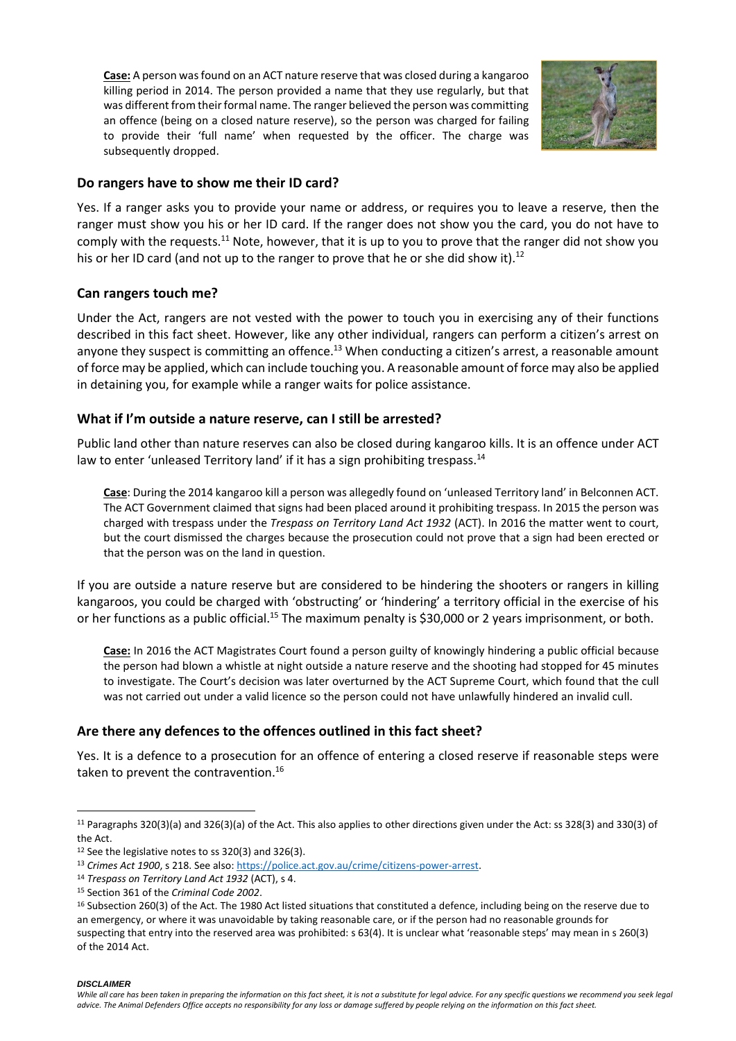**Case:** A person was found on an ACT nature reserve that was closed during a kangaroo killing period in 2014. The person provided a name that they use regularly, but that was different from their formal name. The ranger believed the person was committing an offence (being on a closed nature reserve), so the person was charged for failing to provide their 'full name' when requested by the officer. The charge was subsequently dropped.

### Do rangers have to show me their ID card?

Yes. If a ranger asks you to provide your name or address, or requires you to leave a reserve, then the ranger must show you his or her ID card. If the ranger does not show you the card, you do not have to comply with the requests.[11] Note, however, that it is up to you to prove that the ranger did not show you his or her ID card (and not up to the ranger to prove that he or she did show it).[12]

### Can rangers touch me?

Under the Act, rangers are not vested with the power to touch you in exercising any of their functions described in this fact sheet. However, like any other individual, rangers can perform a citizen's arrest on anyone they suspect is committing an offence.[13] When conducting a citizen's arrest, a reasonable amount of force may be applied, which can include touching you. A reasonable amount of force may also be applied in detaining you, for example while a ranger waits for police assistance.

### What if I'm outside a nature reserve, can I still be arrested?

Public land other than nature reserves can also be closed during kangaroo kills. It is an offence under ACT law to enter 'unleased Territory land' if it has a sign prohibiting trespass.[14]

**Case**: During the 2014 kangaroo kill a person was allegedly found on 'unleased Territory land' in Belconnen ACT. The ACT Government claimed that signs had been placed around it prohibiting trespass. In 2015 the person was charged with trespass under the *Trespass on Territory Land Act 1932* (ACT). In 2016 the matter went to court, but the court dismissed the charges because the prosecution could not prove that a sign had been erected or that the person was on the land in question.

If you are outside a nature reserve but are considered to be hindering the shooters or rangers in killing kangaroos, you could be charged with 'obstructing' or 'hindering' a territory official in the exercise of his or her functions as a public official.[15] The maximum penalty is $30,000 or 2 years imprisonment, or both.

**Case:** In 2016 the ACT Magistrates Court found a person guilty of knowingly hindering a public official because the person had blown a whistle at night outside a nature reserve and the shooting had stopped for 45 minutes to investigate. The Court's decision was later overturned by the ACT Supreme Court, which found that the cull was not carried out under a valid licence so the person could not have unlawfully hindered an invalid cull.

### Are there any defences to the offences outlined in this fact sheet?

Yes. It is a defence to a prosecution for an offence of entering a closed reserve if reasonable steps were taken to prevent the contravention.[16]

---

[11] Paragraphs 320(3)(a) and 326(3)(a) of the Act. This also applies to other directions given under the Act: ss 328(3) and 330(3) of the Act.

[12] See the legislative notes to ss 320(3) and 326(3).

[13] *Crimes Act 1900*, s 218. See also: https://police.act.gov.au/crime/citizens-power-arrest.

[14] *Trespass on Territory Land Act 1932* (ACT), s 4.

[15] Section 361 of the *Criminal Code 2002*.

[16] Subsection 260(3) of the Act. The 1980 Act listed situations that constituted a defence, including being on the reserve due to an emergency, or where it was unavoidable by taking reasonable care, or if the person had no reasonable grounds for suspecting that entry into the reserved area was prohibited: s 63(4). It is unclear what 'reasonable steps' may mean in s 260(3) of the 2014 Act.

***DISCLAIMER***

*While all care has been taken in preparing the information on this fact sheet, it is not a substitute for legal advice. For any specific questions we recommend you seek legal advice. The Animal Defenders Office accepts no responsibility for any loss or damage suffered by people relying on the information on this fact sheet.*